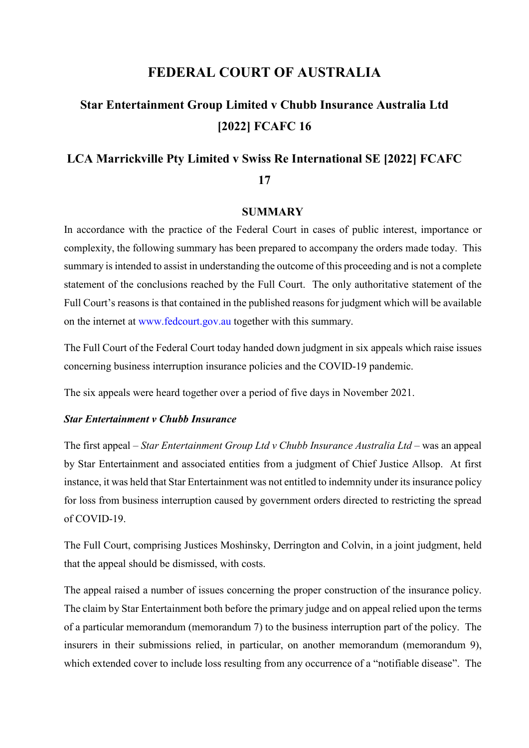# FEDERAL COURT OF AUSTRALIA

## Star Entertainment Group Limited v Chubb Insurance Australia Ltd [2022] FCAFC 16

## LCA Marrickville Pty Limited v Swiss Re International SE [2022] FCAFC 17

### SUMMARY

In accordance with the practice of the Federal Court in cases of public interest, importance or complexity, the following summary has been prepared to accompany the orders made today. This summary is intended to assist in understanding the outcome of this proceeding and is not a complete statement of the conclusions reached by the Full Court. The only authoritative statement of the Full Court's reasons is that contained in the published reasons for judgment which will be available on the internet at www.fedcourt.gov.au together with this summary.

The Full Court of the Federal Court today handed down judgment in six appeals which raise issues concerning business interruption insurance policies and the COVID-19 pandemic.

The six appeals were heard together over a period of five days in November 2021.

#### *Star Entertainment v Chubb Insurance*

The first appeal – *Star Entertainment Group Ltd v Chubb Insurance Australia Ltd* – was an appeal by Star Entertainment and associated entities from a judgment of Chief Justice Allsop. At first instance, it was held that Star Entertainment was not entitled to indemnity under its insurance policy for loss from business interruption caused by government orders directed to restricting the spread of COVID-19.

The Full Court, comprising Justices Moshinsky, Derrington and Colvin, in a joint judgment, held that the appeal should be dismissed, with costs.

The appeal raised a number of issues concerning the proper construction of the insurance policy. The claim by Star Entertainment both before the primary judge and on appeal relied upon the terms of a particular memorandum (memorandum 7) to the business interruption part of the policy. The insurers in their submissions relied, in particular, on another memorandum (memorandum 9), which extended cover to include loss resulting from any occurrence of a "notifiable disease". The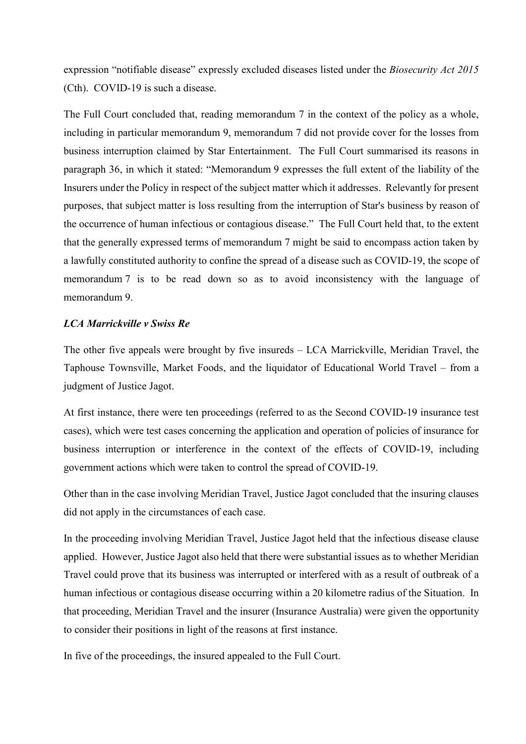expression "notifiable disease" expressly excluded diseases listed under the *Biosecurity Act 2015* (Cth). COVID-19 is such a disease.

The Full Court concluded that, reading memorandum 7 in the context of the policy as a whole, including in particular memorandum 9, memorandum 7 did not provide cover for the losses from business interruption claimed by Star Entertainment. The Full Court summarised its reasons in paragraph 36, in which it stated: "Memorandum 9 expresses the full extent of the liability of the Insurers under the Policy in respect of the subject matter which it addresses. Relevantly for present purposes, that subject matter is loss resulting from the interruption of Star's business by reason of the occurrence of human infectious or contagious disease." The Full Court held that, to the extent that the generally expressed terms of memorandum 7 might be said to encompass action taken by a lawfully constituted authority to confine the spread of a disease such as COVID-19, the scope of memorandum 7 is to be read down so as to avoid inconsistency with the language of memorandum 9.

***LCA Marrickville v Swiss Re***

The other five appeals were brought by five insureds – LCA Marrickville, Meridian Travel, the Taphouse Townsville, Market Foods, and the liquidator of Educational World Travel – from a judgment of Justice Jagot.

At first instance, there were ten proceedings (referred to as the Second COVID-19 insurance test cases), which were test cases concerning the application and operation of policies of insurance for business interruption or interference in the context of the effects of COVID-19, including government actions which were taken to control the spread of COVID-19.

Other than in the case involving Meridian Travel, Justice Jagot concluded that the insuring clauses did not apply in the circumstances of each case.

In the proceeding involving Meridian Travel, Justice Jagot held that the infectious disease clause applied. However, Justice Jagot also held that there were substantial issues as to whether Meridian Travel could prove that its business was interrupted or interfered with as a result of outbreak of a human infectious or contagious disease occurring within a 20 kilometre radius of the Situation. In that proceeding, Meridian Travel and the insurer (Insurance Australia) were given the opportunity to consider their positions in light of the reasons at first instance.

In five of the proceedings, the insured appealed to the Full Court.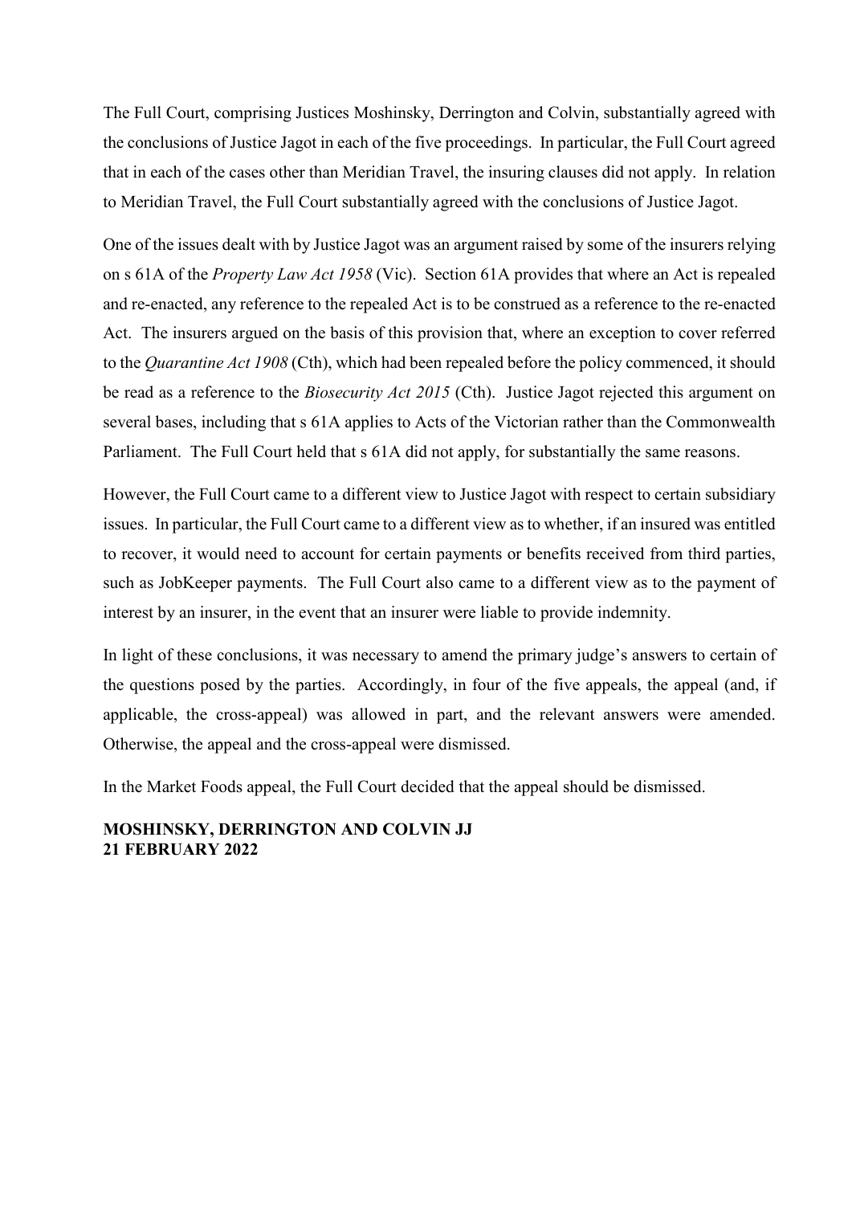The Full Court, comprising Justices Moshinsky, Derrington and Colvin, substantially agreed with the conclusions of Justice Jagot in each of the five proceedings. In particular, the Full Court agreed that in each of the cases other than Meridian Travel, the insuring clauses did not apply. In relation to Meridian Travel, the Full Court substantially agreed with the conclusions of Justice Jagot.

One of the issues dealt with by Justice Jagot was an argument raised by some of the insurers relying on s 61A of the *Property Law Act 1958* (Vic). Section 61A provides that where an Act is repealed and re-enacted, any reference to the repealed Act is to be construed as a reference to the re-enacted Act. The insurers argued on the basis of this provision that, where an exception to cover referred to the *Quarantine Act 1908* (Cth), which had been repealed before the policy commenced, it should be read as a reference to the *Biosecurity Act 2015* (Cth). Justice Jagot rejected this argument on several bases, including that s 61A applies to Acts of the Victorian rather than the Commonwealth Parliament. The Full Court held that s 61A did not apply, for substantially the same reasons.

However, the Full Court came to a different view to Justice Jagot with respect to certain subsidiary issues. In particular, the Full Court came to a different view as to whether, if an insured was entitled to recover, it would need to account for certain payments or benefits received from third parties, such as JobKeeper payments. The Full Court also came to a different view as to the payment of interest by an insurer, in the event that an insurer were liable to provide indemnity.

In light of these conclusions, it was necessary to amend the primary judge's answers to certain of the questions posed by the parties. Accordingly, in four of the five appeals, the appeal (and, if applicable, the cross-appeal) was allowed in part, and the relevant answers were amended. Otherwise, the appeal and the cross-appeal were dismissed.

In the Market Foods appeal, the Full Court decided that the appeal should be dismissed.

**MOSHINSKY, DERRINGTON AND COLVIN JJ**
**21 FEBRUARY 2022**